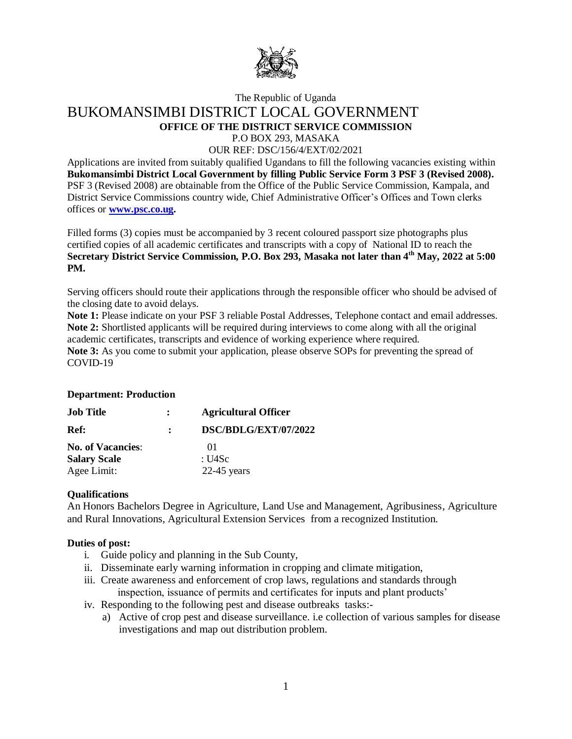The Republic of Uganda

# BUKOMANSIMBI DISTRICT LOCAL GOVERNMENT

**OFFICE OF THE DISTRICT SERVICE COMMISSION**

P.O BOX 293, MASAKA

OUR REF: DSC/156/4/EXT/02/2021

Applications are invited from suitably qualified Ugandans to fill the following vacancies existing within **Bukomansimbi District Local Government by filling Public Service Form 3 PSF 3 (Revised 2008).** PSF 3 (Revised 2008) are obtainable from the Office of the Public Service Commission, Kampala, and District Service Commissions country wide, Chief Administrative Officer's Offices and Town clerks offices or **www.psc.co.ug.**

Filled forms (3) copies must be accompanied by 3 recent coloured passport size photographs plus certified copies of all academic certificates and transcripts with a copy of National ID to reach the **Secretary District Service Commission, P.O. Box 293, Masaka not later than 4th May, 2022 at 5:00 PM.**

Serving officers should route their applications through the responsible officer who should be advised of the closing date to avoid delays.

**Note 1:** Please indicate on your PSF 3 reliable Postal Addresses, Telephone contact and email addresses.
**Note 2:** Shortlisted applicants will be required during interviews to come along with all the original academic certificates, transcripts and evidence of working experience where required.
**Note 3:** As you come to submit your application, please observe SOPs for preventing the spread of COVID-19

**Department: Production**

**Job Title** : **Agricultural Officer**

**Ref:** : **DSC/BDLG/EXT/07/2022**

**No. of Vacancies**: 01

**Salary Scale** : U4Sc

Agee Limit: 22-45 years

**Qualifications**

An Honors Bachelors Degree in Agriculture, Land Use and Management, Agribusiness, Agriculture and Rural Innovations, Agricultural Extension Services from a recognized Institution.

**Duties of post:**

i. Guide policy and planning in the Sub County,
ii. Disseminate early warning information in cropping and climate mitigation,
iii. Create awareness and enforcement of crop laws, regulations and standards through inspection, issuance of permits and certificates for inputs and plant products'
iv. Responding to the following pest and disease outbreaks tasks:-
   a) Active of crop pest and disease surveillance. i.e collection of various samples for disease investigations and map out distribution problem.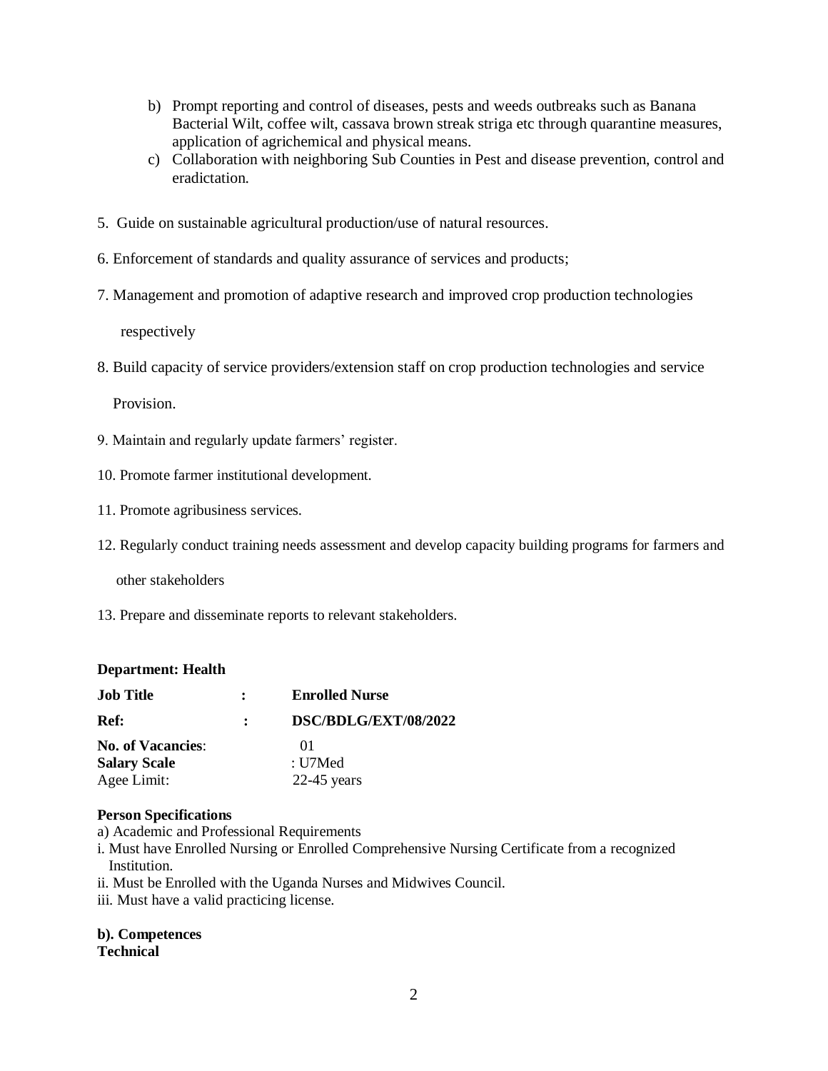b) Prompt reporting and control of diseases, pests and weeds outbreaks such as Banana Bacterial Wilt, coffee wilt, cassava brown streak striga etc through quarantine measures, application of agrichemical and physical means.

c) Collaboration with neighboring Sub Counties in Pest and disease prevention, control and eradictation.

5. Guide on sustainable agricultural production/use of natural resources.

6. Enforcement of standards and quality assurance of services and products;

7. Management and promotion of adaptive research and improved crop production technologies respectively

8. Build capacity of service providers/extension staff on crop production technologies and service Provision.

9. Maintain and regularly update farmers' register.

10. Promote farmer institutional development.

11. Promote agribusiness services.

12. Regularly conduct training needs assessment and develop capacity building programs for farmers and other stakeholders

13. Prepare and disseminate reports to relevant stakeholders.

**Department: Health**

**Job Title** : **Enrolled Nurse**

**Ref:** : **DSC/BDLG/EXT/08/2022**

**No. of Vacancies**: 01

**Salary Scale** : U7Med

Agee Limit: 22-45 years

**Person Specifications**

a) Academic and Professional Requirements

i. Must have Enrolled Nursing or Enrolled Comprehensive Nursing Certificate from a recognized Institution.

ii. Must be Enrolled with the Uganda Nurses and Midwives Council.

iii. Must have a valid practicing license.

**b). Competences**

**Technical**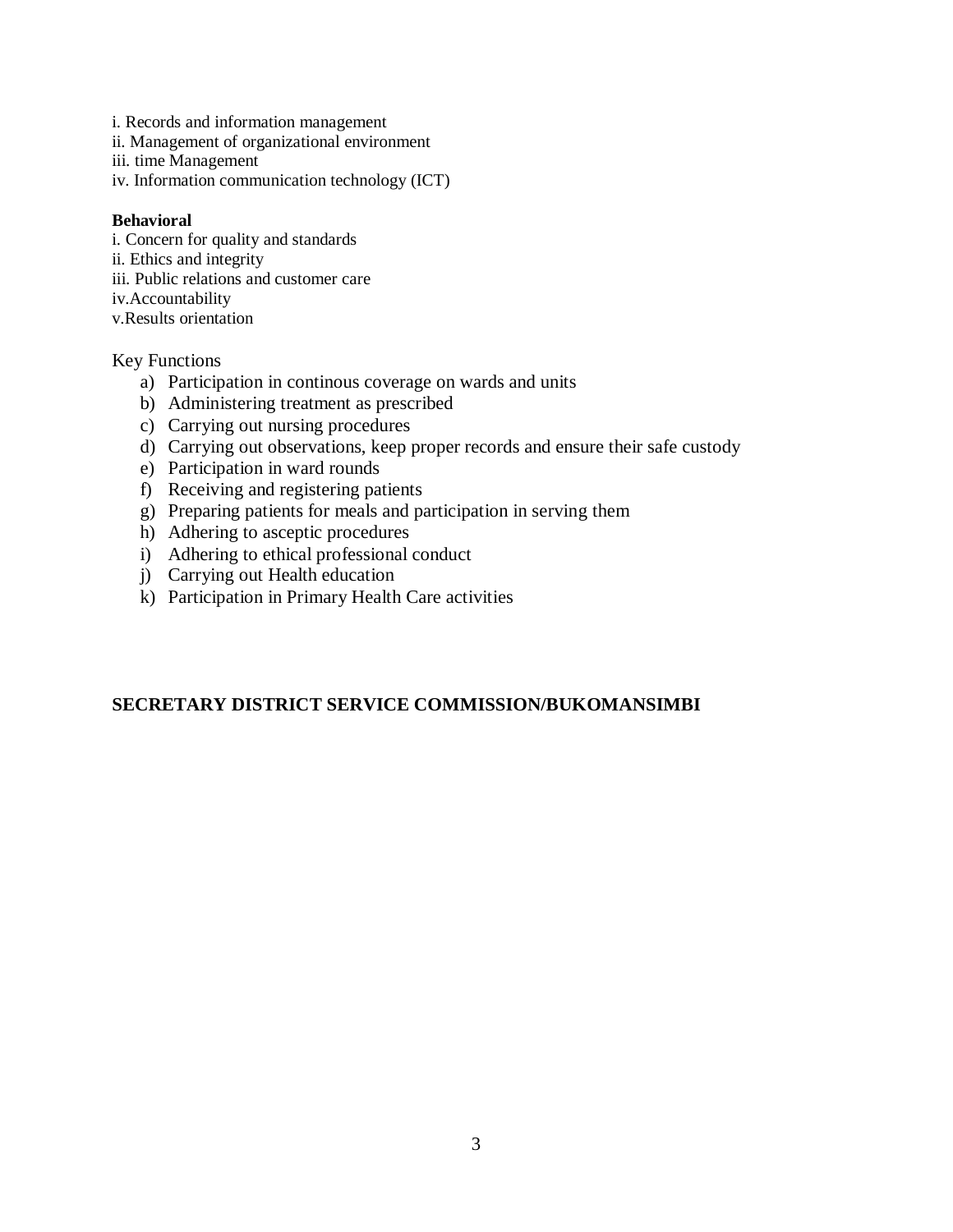i. Records and information management
ii. Management of organizational environment
iii. time Management
iv. Information communication technology (ICT)

**Behavioral**
i. Concern for quality and standards
ii. Ethics and integrity
iii. Public relations and customer care
iv.Accountability
v.Results orientation

Key Functions

a) Participation in continous coverage on wards and units
b) Administering treatment as prescribed
c) Carrying out nursing procedures
d) Carrying out observations, keep proper records and ensure their safe custody
e) Participation in ward rounds
f) Receiving and registering patients
g) Preparing patients for meals and participation in serving them
h) Adhering to asceptic procedures
i) Adhering to ethical professional conduct
j) Carrying out Health education
k) Participation in Primary Health Care activities

**SECRETARY DISTRICT SERVICE COMMISSION/BUKOMANSIMBI**